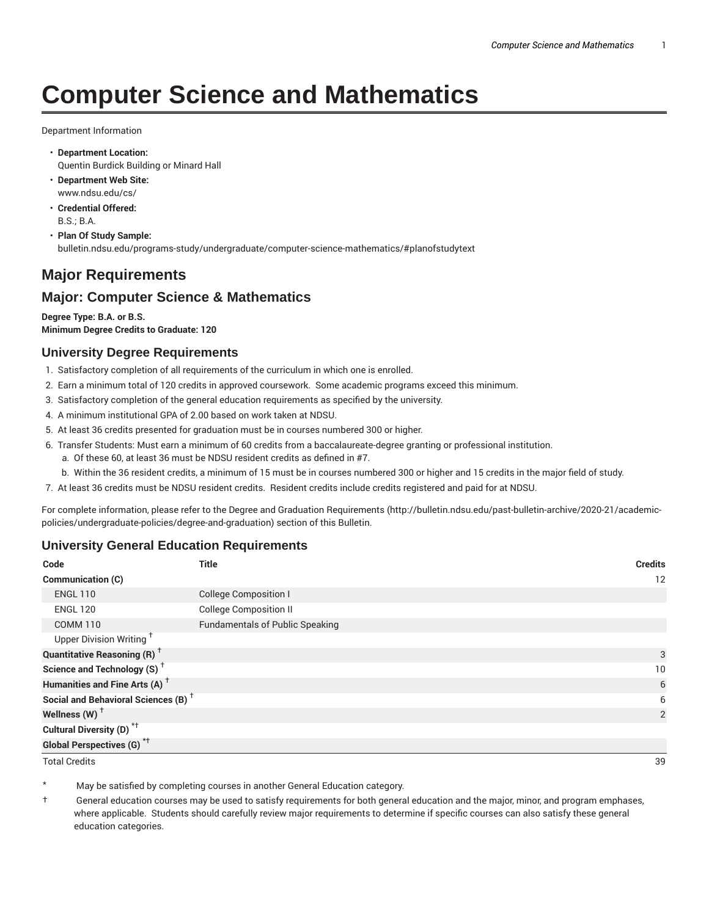# Computer Science and Mathematics

Department Information

- **Department Location:**
  Quentin Burdick Building or Minard Hall
- **Department Web Site:**
  www.ndsu.edu/cs/
- **Credential Offered:**
  B.S.; B.A.
- **Plan Of Study Sample:**
  bulletin.ndsu.edu/programs-study/undergraduate/computer-science-mathematics/#planofstudytext

## Major Requirements

## Major: Computer Science & Mathematics

**Degree Type: B.A. or B.S.**
**Minimum Degree Credits to Graduate: 120**

### University Degree Requirements

1. Satisfactory completion of all requirements of the curriculum in which one is enrolled.
2. Earn a minimum total of 120 credits in approved coursework. Some academic programs exceed this minimum.
3. Satisfactory completion of the general education requirements as specified by the university.
4. A minimum institutional GPA of 2.00 based on work taken at NDSU.
5. At least 36 credits presented for graduation must be in courses numbered 300 or higher.
6. Transfer Students: Must earn a minimum of 60 credits from a baccalaureate-degree granting or professional institution.
   a. Of these 60, at least 36 must be NDSU resident credits as defined in #7.
   b. Within the 36 resident credits, a minimum of 15 must be in courses numbered 300 or higher and 15 credits in the major field of study.
7. At least 36 credits must be NDSU resident credits. Resident credits include credits registered and paid for at NDSU.

For complete information, please refer to the Degree and Graduation Requirements (http://bulletin.ndsu.edu/past-bulletin-archive/2020-21/academic-policies/undergraduate-policies/degree-and-graduation) section of this Bulletin.

### University General Education Requirements

| Code | Title | Credits |
| --- | --- | --- |
| **Communication (C)** | | 12 |
| ENGL 110 | College Composition I | |
| ENGL 120 | College Composition II | |
| COMM 110 | Fundamentals of Public Speaking | |
| Upper Division Writing † | | |
| **Quantitative Reasoning (R) †** | | 3 |
| **Science and Technology (S) †** | | 10 |
| **Humanities and Fine Arts (A) †** | | 6 |
| **Social and Behavioral Sciences (B) †** | | 6 |
| **Wellness (W) †** | | 2 |
| **Cultural Diversity (D) *†** | | |
| **Global Perspectives (G) *†** | | |
| Total Credits | | 39 |

\* May be satisfied by completing courses in another General Education category.

† General education courses may be used to satisfy requirements for both general education and the major, minor, and program emphases, where applicable. Students should carefully review major requirements to determine if specific courses can also satisfy these general education categories.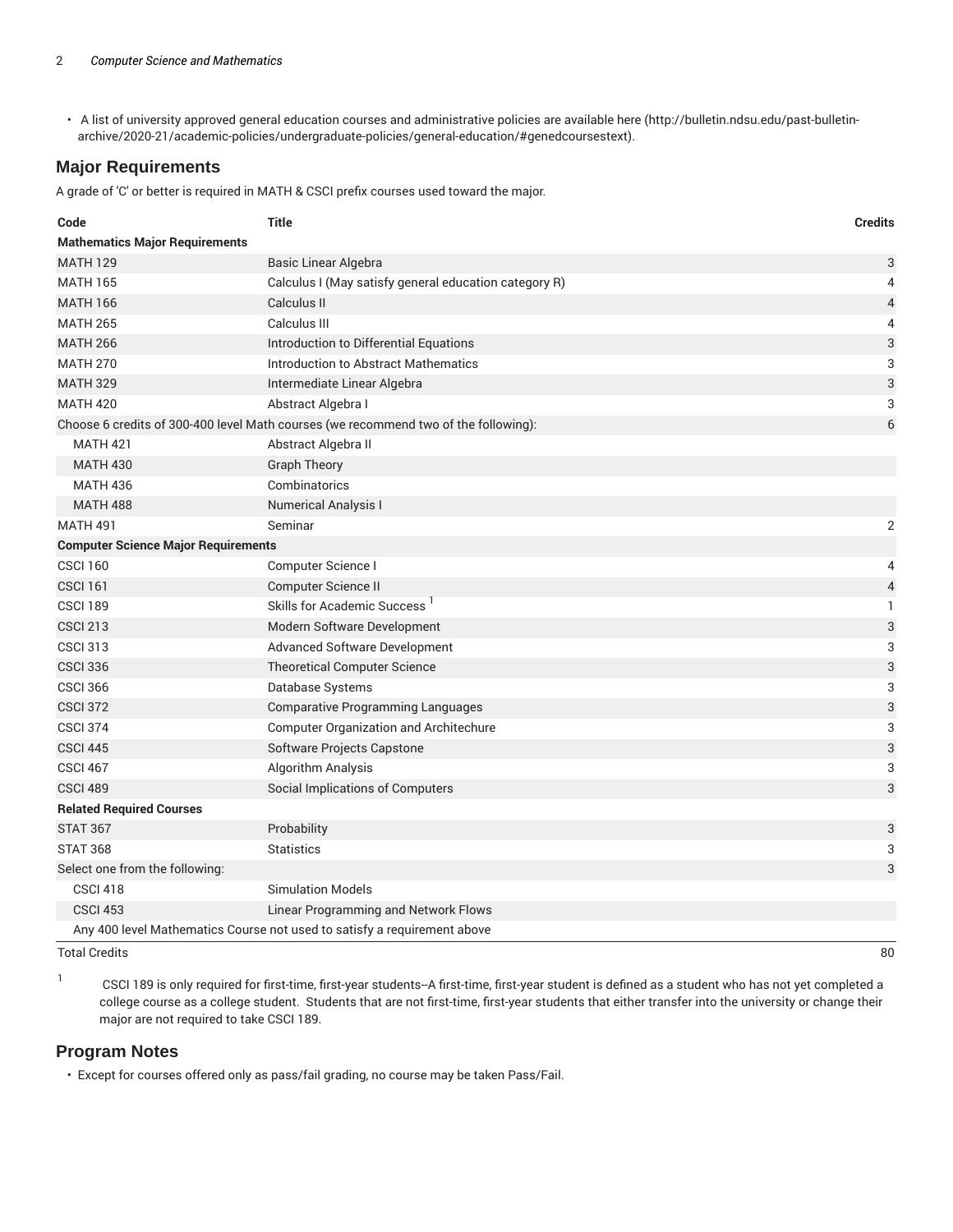- A list of university approved general education courses and administrative policies are available here (http://bulletin.ndsu.edu/past-bulletin-archive/2020-21/academic-policies/undergraduate-policies/general-education/#genedcoursestext).

## Major Requirements

A grade of 'C' or better is required in MATH & CSCI prefix courses used toward the major.

| Code | Title | Credits |
|---|---|---|
| **Mathematics Major Requirements** | | |
| MATH 129 | Basic Linear Algebra | 3 |
| MATH 165 | Calculus I (May satisfy general education category R) | 4 |
| MATH 166 | Calculus II | 4 |
| MATH 265 | Calculus III | 4 |
| MATH 266 | Introduction to Differential Equations | 3 |
| MATH 270 | Introduction to Abstract Mathematics | 3 |
| MATH 329 | Intermediate Linear Algebra | 3 |
| MATH 420 | Abstract Algebra I | 3 |
| Choose 6 credits of 300-400 level Math courses (we recommend two of the following): | | 6 |
| MATH 421 | Abstract Algebra II | |
| MATH 430 | Graph Theory | |
| MATH 436 | Combinatorics | |
| MATH 488 | Numerical Analysis I | |
| MATH 491 | Seminar | 2 |
| **Computer Science Major Requirements** | | |
| CSCI 160 | Computer Science I | 4 |
| CSCI 161 | Computer Science II | 4 |
| CSCI 189 | Skills for Academic Success [1] | 1 |
| CSCI 213 | Modern Software Development | 3 |
| CSCI 313 | Advanced Software Development | 3 |
| CSCI 336 | Theoretical Computer Science | 3 |
| CSCI 366 | Database Systems | 3 |
| CSCI 372 | Comparative Programming Languages | 3 |
| CSCI 374 | Computer Organization and Architechure | 3 |
| CSCI 445 | Software Projects Capstone | 3 |
| CSCI 467 | Algorithm Analysis | 3 |
| CSCI 489 | Social Implications of Computers | 3 |
| **Related Required Courses** | | |
| STAT 367 | Probability | 3 |
| STAT 368 | Statistics | 3 |
| Select one from the following: | | 3 |
| CSCI 418 | Simulation Models | |
| CSCI 453 | Linear Programming and Network Flows | |
| Any 400 level Mathematics Course not used to satisfy a requirement above | | |
| Total Credits | | 80 |

[1] CSCI 189 is only required for first-time, first-year students--A first-time, first-year student is defined as a student who has not yet completed a college course as a college student. Students that are not first-time, first-year students that either transfer into the university or change their major are not required to take CSCI 189.

## Program Notes

- Except for courses offered only as pass/fail grading, no course may be taken Pass/Fail.